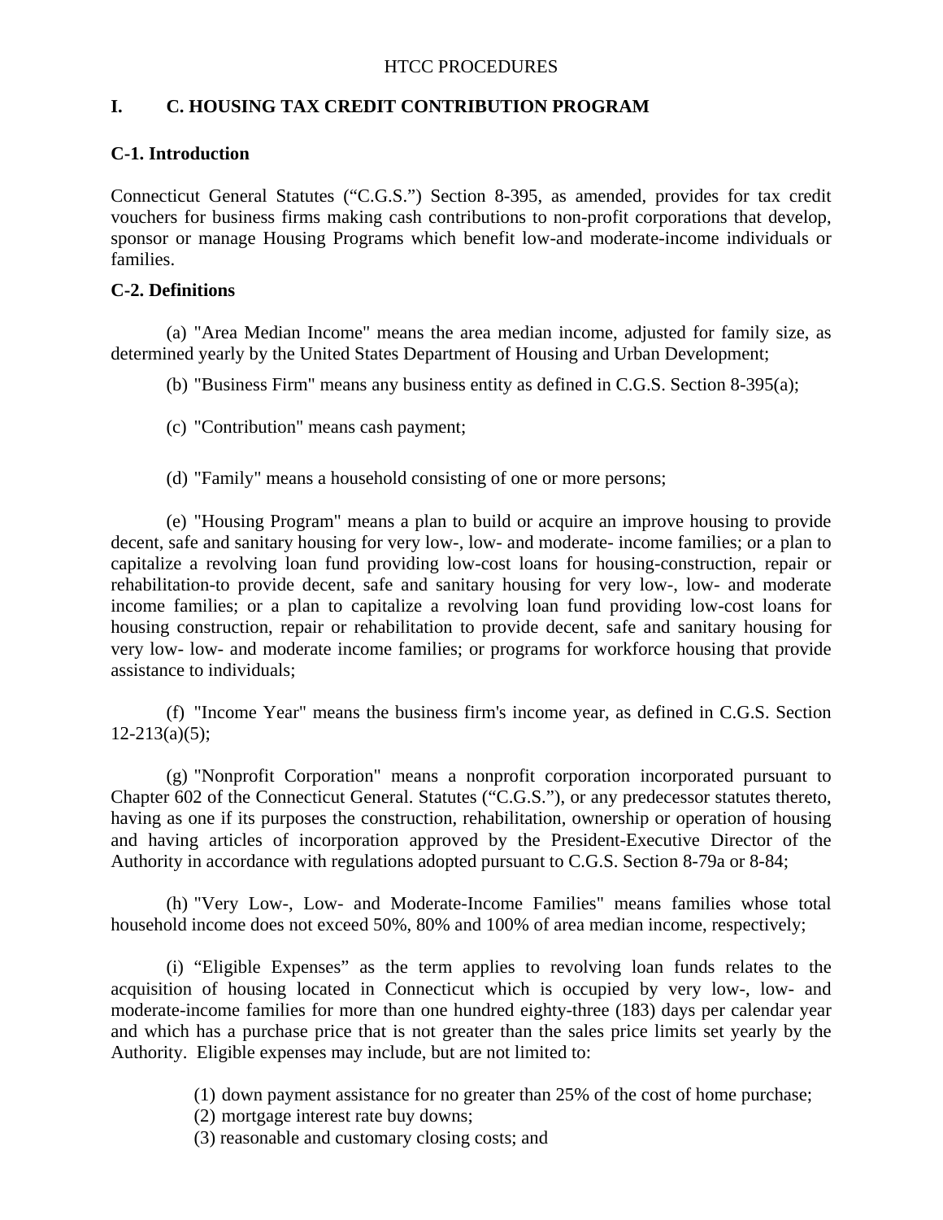HTCC PROCEDURES

# I. C. HOUSING TAX CREDIT CONTRIBUTION PROGRAM

## C-1. Introduction

Connecticut General Statutes ("C.G.S.") Section 8-395, as amended, provides for tax credit vouchers for business firms making cash contributions to non-profit corporations that develop, sponsor or manage Housing Programs which benefit low-and moderate-income individuals or families.

## C-2. Definitions

(a) "Area Median Income" means the area median income, adjusted for family size, as determined yearly by the United States Department of Housing and Urban Development;

(b) "Business Firm" means any business entity as defined in C.G.S. Section 8-395(a);

(c) "Contribution" means cash payment;

(d) "Family" means a household consisting of one or more persons;

(e) "Housing Program" means a plan to build or acquire an improve housing to provide decent, safe and sanitary housing for very low-, low- and moderate- income families; or a plan to capitalize a revolving loan fund providing low-cost loans for housing-construction, repair or rehabilitation-to provide decent, safe and sanitary housing for very low-, low- and moderate income families; or a plan to capitalize a revolving loan fund providing low-cost loans for housing construction, repair or rehabilitation to provide decent, safe and sanitary housing for very low- low- and moderate income families; or programs for workforce housing that provide assistance to individuals;

(f) "Income Year" means the business firm's income year, as defined in C.G.S. Section 12-213(a)(5);

(g) "Nonprofit Corporation" means a nonprofit corporation incorporated pursuant to Chapter 602 of the Connecticut General. Statutes ("C.G.S."), or any predecessor statutes thereto, having as one if its purposes the construction, rehabilitation, ownership or operation of housing and having articles of incorporation approved by the President-Executive Director of the Authority in accordance with regulations adopted pursuant to C.G.S. Section 8-79a or 8-84;

(h) "Very Low-, Low- and Moderate-Income Families" means families whose total household income does not exceed 50%, 80% and 100% of area median income, respectively;

(i) "Eligible Expenses" as the term applies to revolving loan funds relates to the acquisition of housing located in Connecticut which is occupied by very low-, low- and moderate-income families for more than one hundred eighty-three (183) days per calendar year and which has a purchase price that is not greater than the sales price limits set yearly by the Authority. Eligible expenses may include, but are not limited to:

(1) down payment assistance for no greater than 25% of the cost of home purchase;
(2) mortgage interest rate buy downs;
(3) reasonable and customary closing costs; and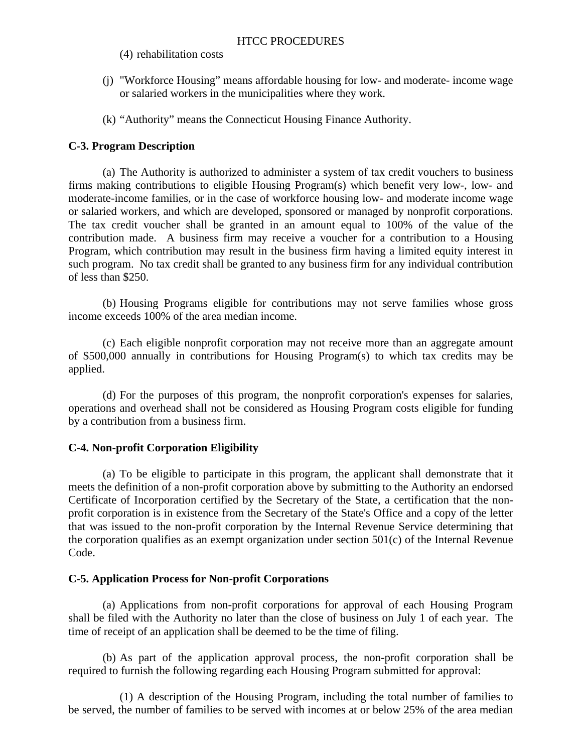(4) rehabilitation costs

(j) "Workforce Housing" means affordable housing for low- and moderate- income wage or salaried workers in the municipalities where they work.

(k) "Authority" means the Connecticut Housing Finance Authority.

**C-3. Program Description**

(a) The Authority is authorized to administer a system of tax credit vouchers to business firms making contributions to eligible Housing Program(s) which benefit very low-, low- and moderate-income families, or in the case of workforce housing low- and moderate income wage or salaried workers, and which are developed, sponsored or managed by nonprofit corporations. The tax credit voucher shall be granted in an amount equal to 100% of the value of the contribution made. A business firm may receive a voucher for a contribution to a Housing Program, which contribution may result in the business firm having a limited equity interest in such program. No tax credit shall be granted to any business firm for any individual contribution of less than $250.

(b) Housing Programs eligible for contributions may not serve families whose gross income exceeds 100% of the area median income.

(c) Each eligible nonprofit corporation may not receive more than an aggregate amount of $500,000 annually in contributions for Housing Program(s) to which tax credits may be applied.

(d) For the purposes of this program, the nonprofit corporation's expenses for salaries, operations and overhead shall not be considered as Housing Program costs eligible for funding by a contribution from a business firm.

**C-4. Non-profit Corporation Eligibility**

(a) To be eligible to participate in this program, the applicant shall demonstrate that it meets the definition of a non-profit corporation above by submitting to the Authority an endorsed Certificate of Incorporation certified by the Secretary of the State, a certification that the non-profit corporation is in existence from the Secretary of the State's Office and a copy of the letter that was issued to the non-profit corporation by the Internal Revenue Service determining that the corporation qualifies as an exempt organization under section 501(c) of the Internal Revenue Code.

**C-5. Application Process for Non-profit Corporations**

(a) Applications from non-profit corporations for approval of each Housing Program shall be filed with the Authority no later than the close of business on July 1 of each year. The time of receipt of an application shall be deemed to be the time of filing.

(b) As part of the application approval process, the non-profit corporation shall be required to furnish the following regarding each Housing Program submitted for approval:

(1) A description of the Housing Program, including the total number of families to be served, the number of families to be served with incomes at or below 25% of the area median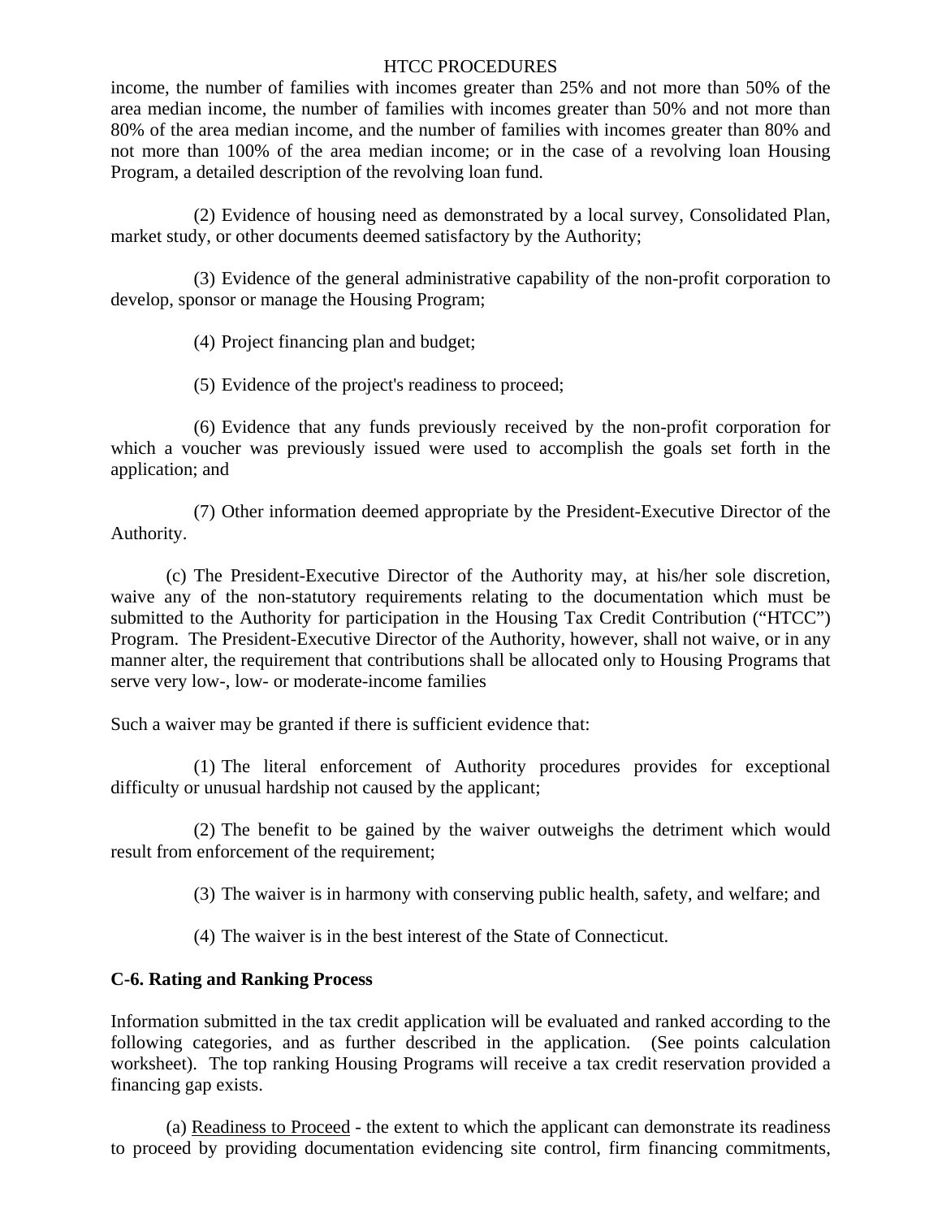income, the number of families with incomes greater than 25% and not more than 50% of the area median income, the number of families with incomes greater than 50% and not more than 80% of the area median income, and the number of families with incomes greater than 80% and not more than 100% of the area median income; or in the case of a revolving loan Housing Program, a detailed description of the revolving loan fund.

(2) Evidence of housing need as demonstrated by a local survey, Consolidated Plan, market study, or other documents deemed satisfactory by the Authority;

(3) Evidence of the general administrative capability of the non-profit corporation to develop, sponsor or manage the Housing Program;

(4) Project financing plan and budget;

(5) Evidence of the project's readiness to proceed;

(6) Evidence that any funds previously received by the non-profit corporation for which a voucher was previously issued were used to accomplish the goals set forth in the application; and

(7) Other information deemed appropriate by the President-Executive Director of the Authority.

(c) The President-Executive Director of the Authority may, at his/her sole discretion, waive any of the non-statutory requirements relating to the documentation which must be submitted to the Authority for participation in the Housing Tax Credit Contribution ("HTCC") Program. The President-Executive Director of the Authority, however, shall not waive, or in any manner alter, the requirement that contributions shall be allocated only to Housing Programs that serve very low-, low- or moderate-income families

Such a waiver may be granted if there is sufficient evidence that:

(1) The literal enforcement of Authority procedures provides for exceptional difficulty or unusual hardship not caused by the applicant;

(2) The benefit to be gained by the waiver outweighs the detriment which would result from enforcement of the requirement;

(3) The waiver is in harmony with conserving public health, safety, and welfare; and

(4) The waiver is in the best interest of the State of Connecticut.

**C-6. Rating and Ranking Process**

Information submitted in the tax credit application will be evaluated and ranked according to the following categories, and as further described in the application. (See points calculation worksheet). The top ranking Housing Programs will receive a tax credit reservation provided a financing gap exists.

(a) Readiness to Proceed - the extent to which the applicant can demonstrate its readiness to proceed by providing documentation evidencing site control, firm financing commitments,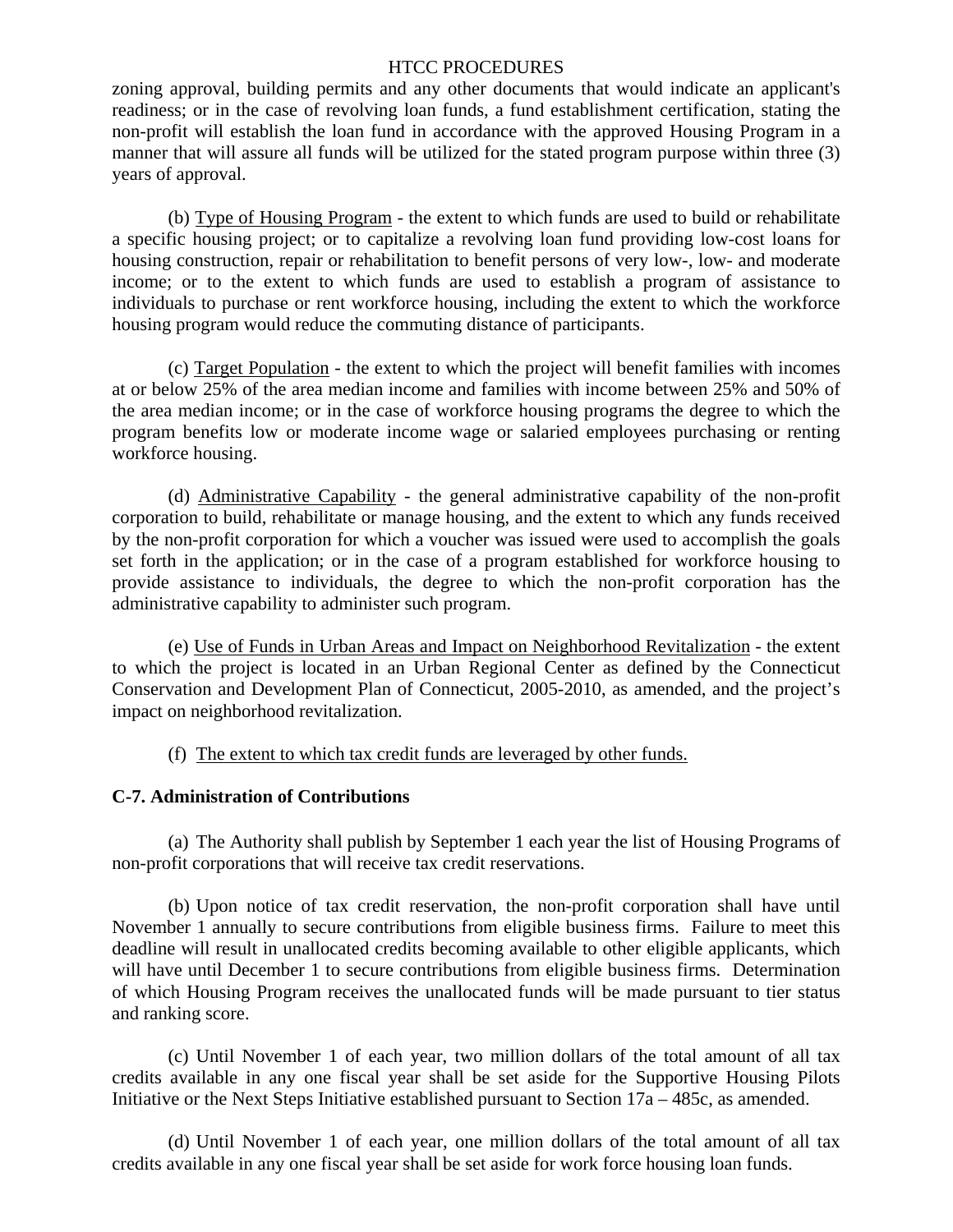zoning approval, building permits and any other documents that would indicate an applicant's readiness; or in the case of revolving loan funds, a fund establishment certification, stating the non-profit will establish the loan fund in accordance with the approved Housing Program in a manner that will assure all funds will be utilized for the stated program purpose within three (3) years of approval.

(b) Type of Housing Program - the extent to which funds are used to build or rehabilitate a specific housing project; or to capitalize a revolving loan fund providing low-cost loans for housing construction, repair or rehabilitation to benefit persons of very low-, low- and moderate income; or to the extent to which funds are used to establish a program of assistance to individuals to purchase or rent workforce housing, including the extent to which the workforce housing program would reduce the commuting distance of participants.

(c) Target Population - the extent to which the project will benefit families with incomes at or below 25% of the area median income and families with income between 25% and 50% of the area median income; or in the case of workforce housing programs the degree to which the program benefits low or moderate income wage or salaried employees purchasing or renting workforce housing.

(d) Administrative Capability - the general administrative capability of the non-profit corporation to build, rehabilitate or manage housing, and the extent to which any funds received by the non-profit corporation for which a voucher was issued were used to accomplish the goals set forth in the application; or in the case of a program established for workforce housing to provide assistance to individuals, the degree to which the non-profit corporation has the administrative capability to administer such program.

(e) Use of Funds in Urban Areas and Impact on Neighborhood Revitalization - the extent to which the project is located in an Urban Regional Center as defined by the Connecticut Conservation and Development Plan of Connecticut, 2005-2010, as amended, and the project's impact on neighborhood revitalization.

(f) The extent to which tax credit funds are leveraged by other funds.

**C-7. Administration of Contributions**

(a) The Authority shall publish by September 1 each year the list of Housing Programs of non-profit corporations that will receive tax credit reservations.

(b) Upon notice of tax credit reservation, the non-profit corporation shall have until November 1 annually to secure contributions from eligible business firms. Failure to meet this deadline will result in unallocated credits becoming available to other eligible applicants, which will have until December 1 to secure contributions from eligible business firms. Determination of which Housing Program receives the unallocated funds will be made pursuant to tier status and ranking score.

(c) Until November 1 of each year, two million dollars of the total amount of all tax credits available in any one fiscal year shall be set aside for the Supportive Housing Pilots Initiative or the Next Steps Initiative established pursuant to Section 17a – 485c, as amended.

(d) Until November 1 of each year, one million dollars of the total amount of all tax credits available in any one fiscal year shall be set aside for work force housing loan funds.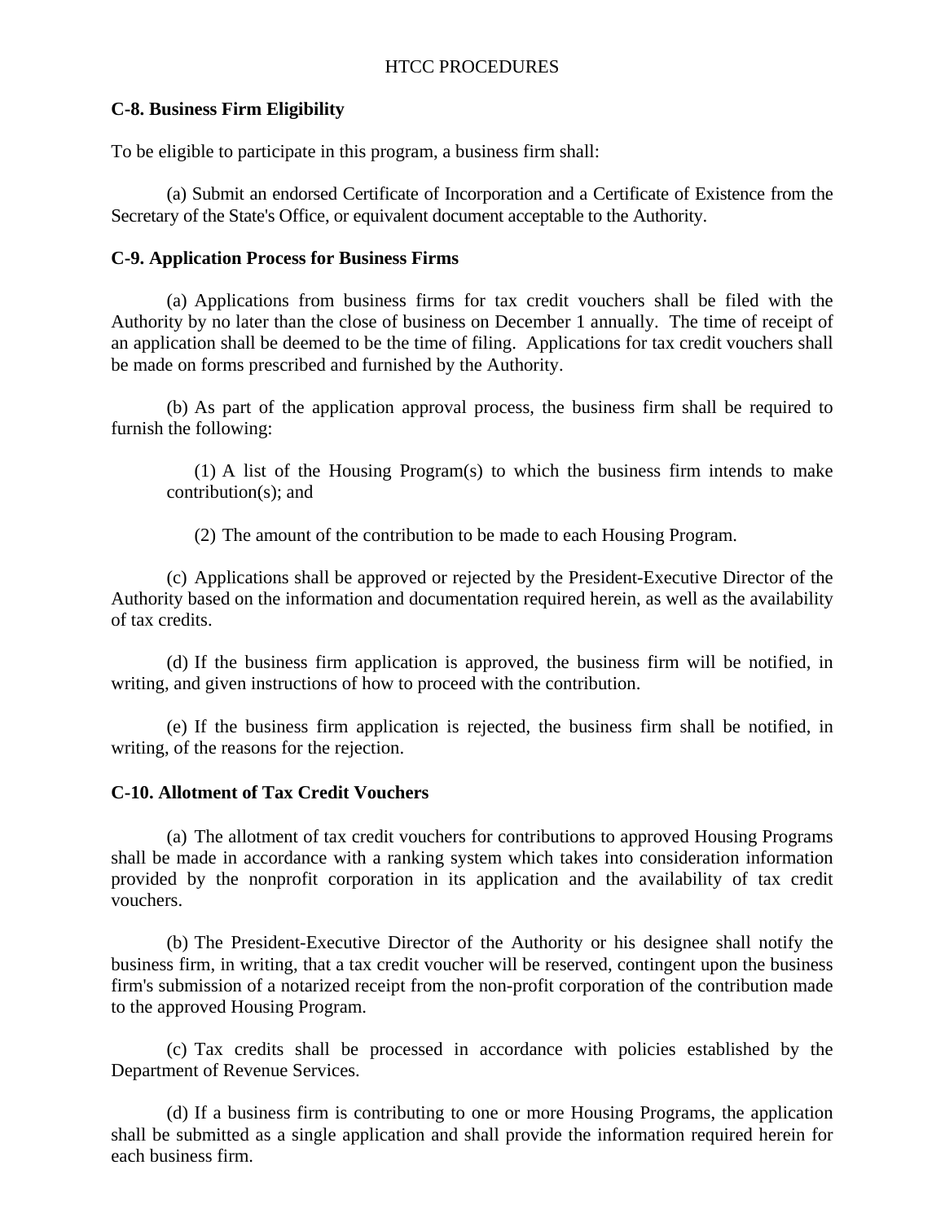## C-8. Business Firm Eligibility

To be eligible to participate in this program, a business firm shall:

(a) Submit an endorsed Certificate of Incorporation and a Certificate of Existence from the Secretary of the State's Office, or equivalent document acceptable to the Authority.

## C-9. Application Process for Business Firms

(a) Applications from business firms for tax credit vouchers shall be filed with the Authority by no later than the close of business on December 1 annually. The time of receipt of an application shall be deemed to be the time of filing. Applications for tax credit vouchers shall be made on forms prescribed and furnished by the Authority.

(b) As part of the application approval process, the business firm shall be required to furnish the following:

(1) A list of the Housing Program(s) to which the business firm intends to make contribution(s); and

(2) The amount of the contribution to be made to each Housing Program.

(c) Applications shall be approved or rejected by the President-Executive Director of the Authority based on the information and documentation required herein, as well as the availability of tax credits.

(d) If the business firm application is approved, the business firm will be notified, in writing, and given instructions of how to proceed with the contribution.

(e) If the business firm application is rejected, the business firm shall be notified, in writing, of the reasons for the rejection.

## C-10. Allotment of Tax Credit Vouchers

(a) The allotment of tax credit vouchers for contributions to approved Housing Programs shall be made in accordance with a ranking system which takes into consideration information provided by the nonprofit corporation in its application and the availability of tax credit vouchers.

(b) The President-Executive Director of the Authority or his designee shall notify the business firm, in writing, that a tax credit voucher will be reserved, contingent upon the business firm's submission of a notarized receipt from the non-profit corporation of the contribution made to the approved Housing Program.

(c) Tax credits shall be processed in accordance with policies established by the Department of Revenue Services.

(d) If a business firm is contributing to one or more Housing Programs, the application shall be submitted as a single application and shall provide the information required herein for each business firm.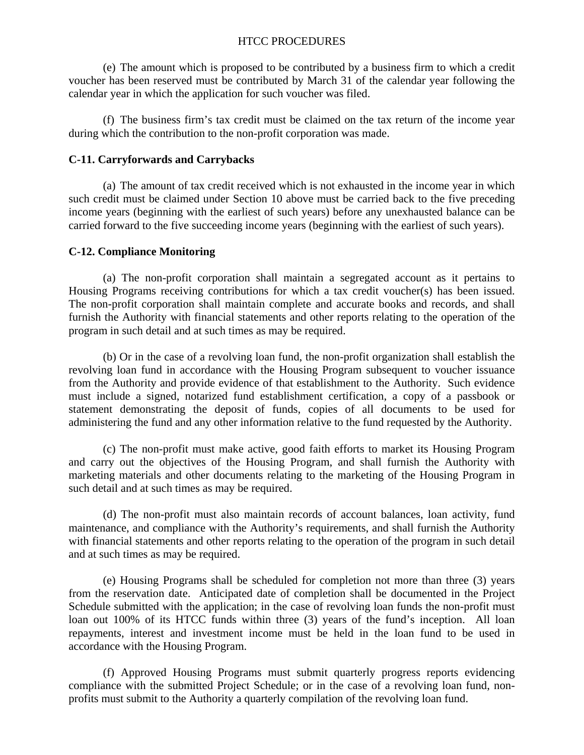(e) The amount which is proposed to be contributed by a business firm to which a credit voucher has been reserved must be contributed by March 31 of the calendar year following the calendar year in which the application for such voucher was filed.

(f) The business firm's tax credit must be claimed on the tax return of the income year during which the contribution to the non-profit corporation was made.

## C-11. Carryforwards and Carrybacks

(a) The amount of tax credit received which is not exhausted in the income year in which such credit must be claimed under Section 10 above must be carried back to the five preceding income years (beginning with the earliest of such years) before any unexhausted balance can be carried forward to the five succeeding income years (beginning with the earliest of such years).

## C-12. Compliance Monitoring

(a) The non-profit corporation shall maintain a segregated account as it pertains to Housing Programs receiving contributions for which a tax credit voucher(s) has been issued. The non-profit corporation shall maintain complete and accurate books and records, and shall furnish the Authority with financial statements and other reports relating to the operation of the program in such detail and at such times as may be required.

(b) Or in the case of a revolving loan fund, the non-profit organization shall establish the revolving loan fund in accordance with the Housing Program subsequent to voucher issuance from the Authority and provide evidence of that establishment to the Authority. Such evidence must include a signed, notarized fund establishment certification, a copy of a passbook or statement demonstrating the deposit of funds, copies of all documents to be used for administering the fund and any other information relative to the fund requested by the Authority.

(c) The non-profit must make active, good faith efforts to market its Housing Program and carry out the objectives of the Housing Program, and shall furnish the Authority with marketing materials and other documents relating to the marketing of the Housing Program in such detail and at such times as may be required.

(d) The non-profit must also maintain records of account balances, loan activity, fund maintenance, and compliance with the Authority's requirements, and shall furnish the Authority with financial statements and other reports relating to the operation of the program in such detail and at such times as may be required.

(e) Housing Programs shall be scheduled for completion not more than three (3) years from the reservation date. Anticipated date of completion shall be documented in the Project Schedule submitted with the application; in the case of revolving loan funds the non-profit must loan out 100% of its HTCC funds within three (3) years of the fund's inception. All loan repayments, interest and investment income must be held in the loan fund to be used in accordance with the Housing Program.

(f) Approved Housing Programs must submit quarterly progress reports evidencing compliance with the submitted Project Schedule; or in the case of a revolving loan fund, non-profits must submit to the Authority a quarterly compilation of the revolving loan fund.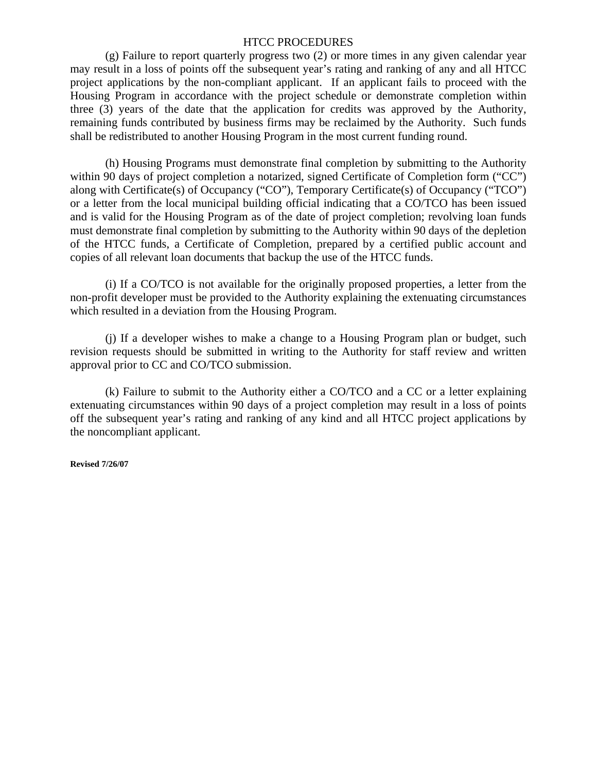HTCC PROCEDURES

(g) Failure to report quarterly progress two (2) or more times in any given calendar year may result in a loss of points off the subsequent year's rating and ranking of any and all HTCC project applications by the non-compliant applicant. If an applicant fails to proceed with the Housing Program in accordance with the project schedule or demonstrate completion within three (3) years of the date that the application for credits was approved by the Authority, remaining funds contributed by business firms may be reclaimed by the Authority. Such funds shall be redistributed to another Housing Program in the most current funding round.

(h) Housing Programs must demonstrate final completion by submitting to the Authority within 90 days of project completion a notarized, signed Certificate of Completion form ("CC") along with Certificate(s) of Occupancy ("CO"), Temporary Certificate(s) of Occupancy ("TCO") or a letter from the local municipal building official indicating that a CO/TCO has been issued and is valid for the Housing Program as of the date of project completion; revolving loan funds must demonstrate final completion by submitting to the Authority within 90 days of the depletion of the HTCC funds, a Certificate of Completion, prepared by a certified public account and copies of all relevant loan documents that backup the use of the HTCC funds.

(i) If a CO/TCO is not available for the originally proposed properties, a letter from the non-profit developer must be provided to the Authority explaining the extenuating circumstances which resulted in a deviation from the Housing Program.

(j) If a developer wishes to make a change to a Housing Program plan or budget, such revision requests should be submitted in writing to the Authority for staff review and written approval prior to CC and CO/TCO submission.

(k) Failure to submit to the Authority either a CO/TCO and a CC or a letter explaining extenuating circumstances within 90 days of a project completion may result in a loss of points off the subsequent year's rating and ranking of any kind and all HTCC project applications by the noncompliant applicant.

**Revised 7/26/07**